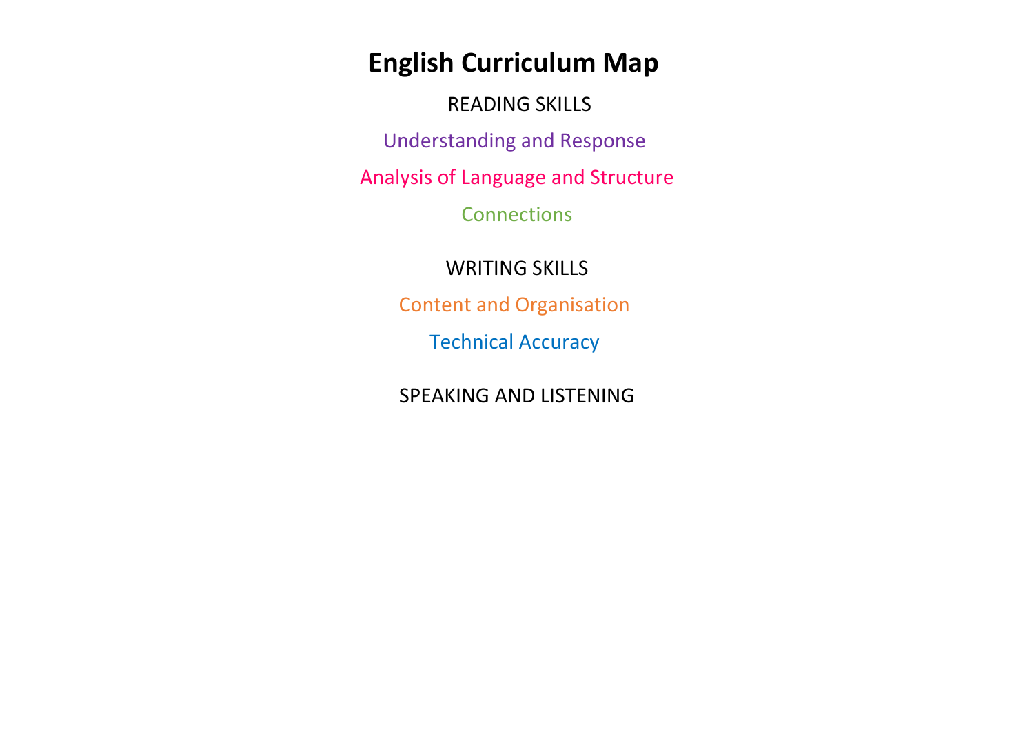# English Curriculum Map

READING SKILLS

Understanding and Response

Analysis of Language and Structure

Connections

WRITING SKILLS

Content and Organisation

Technical Accuracy

SPEAKING AND LISTENING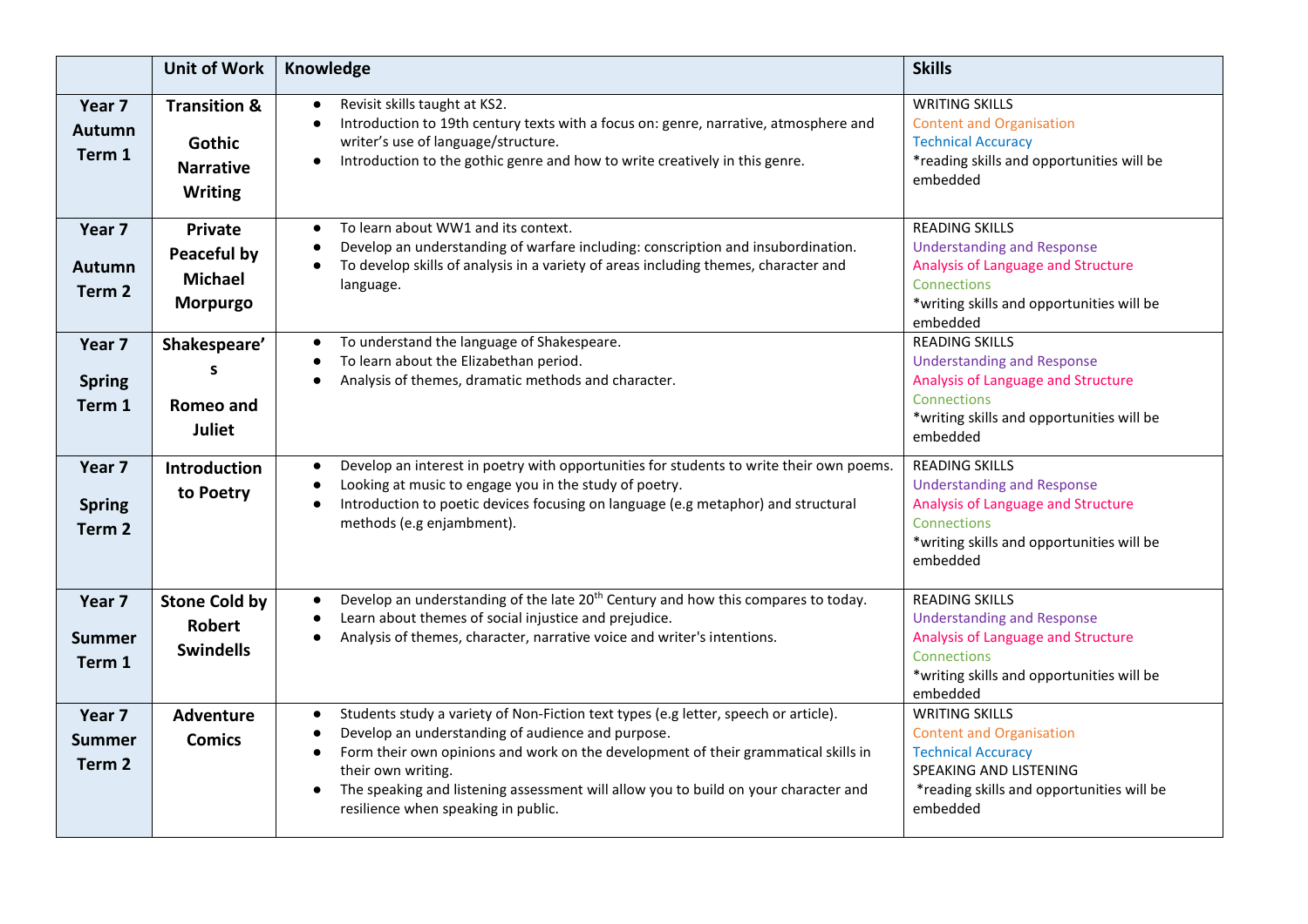| | Unit of Work | Knowledge | Skills |
|---|---|---|---|
| **Year 7 Autumn Term 1** | **Transition & Gothic Narrative Writing** | • Revisit skills taught at KS2.<br>• Introduction to 19th century texts with a focus on: genre, narrative, atmosphere and writer's use of language/structure.<br>• Introduction to the gothic genre and how to write creatively in this genre. | WRITING SKILLS<br>Content and Organisation<br>Technical Accuracy<br>*reading skills and opportunities will be embedded |
| **Year 7 Autumn Term 2** | **Private Peaceful by Michael Morpurgo** | • To learn about WW1 and its context.<br>• Develop an understanding of warfare including: conscription and insubordination.<br>• To develop skills of analysis in a variety of areas including themes, character and language. | READING SKILLS<br>Understanding and Response<br>Analysis of Language and Structure<br>Connections<br>*writing skills and opportunities will be embedded |
| **Year 7 Spring Term 1** | **Shakespeare's Romeo and Juliet** | • To understand the language of Shakespeare.<br>• To learn about the Elizabethan period.<br>• Analysis of themes, dramatic methods and character. | READING SKILLS<br>Understanding and Response<br>Analysis of Language and Structure<br>Connections<br>*writing skills and opportunities will be embedded |
| **Year 7 Spring Term 2** | **Introduction to Poetry** | • Develop an interest in poetry with opportunities for students to write their own poems.<br>• Looking at music to engage you in the study of poetry.<br>• Introduction to poetic devices focusing on language (e.g metaphor) and structural methods (e.g enjambment). | READING SKILLS<br>Understanding and Response<br>Analysis of Language and Structure<br>Connections<br>*writing skills and opportunities will be embedded |
| **Year 7 Summer Term 1** | **Stone Cold by Robert Swindells** | • Develop an understanding of the late 20th Century and how this compares to today.<br>• Learn about themes of social injustice and prejudice.<br>• Analysis of themes, character, narrative voice and writer's intentions. | READING SKILLS<br>Understanding and Response<br>Analysis of Language and Structure<br>Connections<br>*writing skills and opportunities will be embedded |
| **Year 7 Summer Term 2** | **Adventure Comics** | • Students study a variety of Non-Fiction text types (e.g letter, speech or article).<br>• Develop an understanding of audience and purpose.<br>• Form their own opinions and work on the development of their grammatical skills in their own writing.<br>• The speaking and listening assessment will allow you to build on your character and resilience when speaking in public. | WRITING SKILLS<br>Content and Organisation<br>Technical Accuracy<br>SPEAKING AND LISTENING<br>*reading skills and opportunities will be embedded |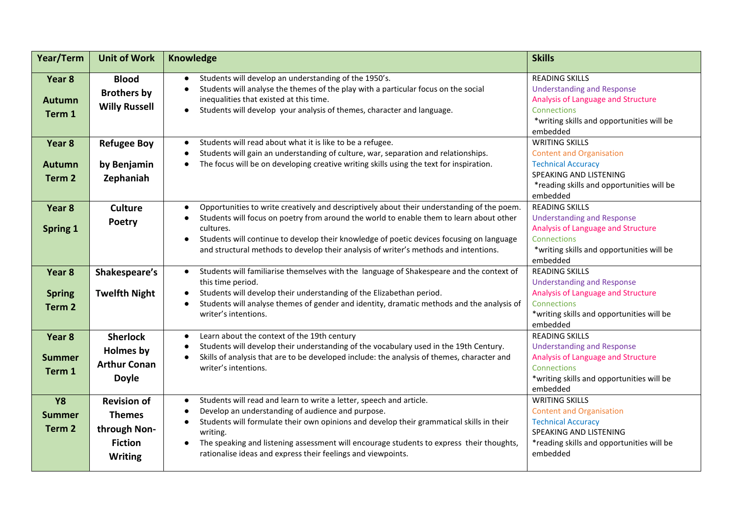| Year/Term | Unit of Work | Knowledge | Skills |
|---|---|---|---|
| **Year 8 Autumn Term 1** | **Blood Brothers by Willy Russell** | • Students will develop an understanding of the 1950's.<br>• Students will analyse the themes of the play with a particular focus on the social inequalities that existed at this time.<br>• Students will develop your analysis of themes, character and language. | READING SKILLS<br>Understanding and Response<br>Analysis of Language and Structure<br>Connections<br>*writing skills and opportunities will be embedded |
| **Year 8 Autumn Term 2** | **Refugee Boy by Benjamin Zephaniah** | • Students will read about what it is like to be a refugee.<br>• Students will gain an understanding of culture, war, separation and relationships.<br>• The focus will be on developing creative writing skills using the text for inspiration. | WRITING SKILLS<br>Content and Organisation<br>Technical Accuracy<br>SPEAKING AND LISTENING<br>*reading skills and opportunities will be embedded |
| **Year 8 Spring 1** | **Culture Poetry** | • Opportunities to write creatively and descriptively about their understanding of the poem.<br>• Students will focus on poetry from around the world to enable them to learn about other cultures.<br>• Students will continue to develop their knowledge of poetic devices focusing on language and structural methods to develop their analysis of writer's methods and intentions. | READING SKILLS<br>Understanding and Response<br>Analysis of Language and Structure<br>Connections<br>*writing skills and opportunities will be embedded |
| **Year 8 Spring Term 2** | **Shakespeare's Twelfth Night** | • Students will familiarise themselves with the language of Shakespeare and the context of this time period.<br>• Students will develop their understanding of the Elizabethan period.<br>• Students will analyse themes of gender and identity, dramatic methods and the analysis of writer's intentions. | READING SKILLS<br>Understanding and Response<br>Analysis of Language and Structure<br>Connections<br>*writing skills and opportunities will be embedded |
| **Year 8 Summer Term 1** | **Sherlock Holmes by Arthur Conan Doyle** | • Learn about the context of the 19th century<br>• Students will develop their understanding of the vocabulary used in the 19th Century.<br>• Skills of analysis that are to be developed include: the analysis of themes, character and writer's intentions. | READING SKILLS<br>Understanding and Response<br>Analysis of Language and Structure<br>Connections<br>*writing skills and opportunities will be embedded |
| **Y8 Summer Term 2** | **Revision of Themes through Non-Fiction Writing** | • Students will read and learn to write a letter, speech and article.<br>• Develop an understanding of audience and purpose.<br>• Students will formulate their own opinions and develop their grammatical skills in their writing.<br>• The speaking and listening assessment will encourage students to express their thoughts, rationalise ideas and express their feelings and viewpoints. | WRITING SKILLS<br>Content and Organisation<br>Technical Accuracy<br>SPEAKING AND LISTENING<br>*reading skills and opportunities will be embedded |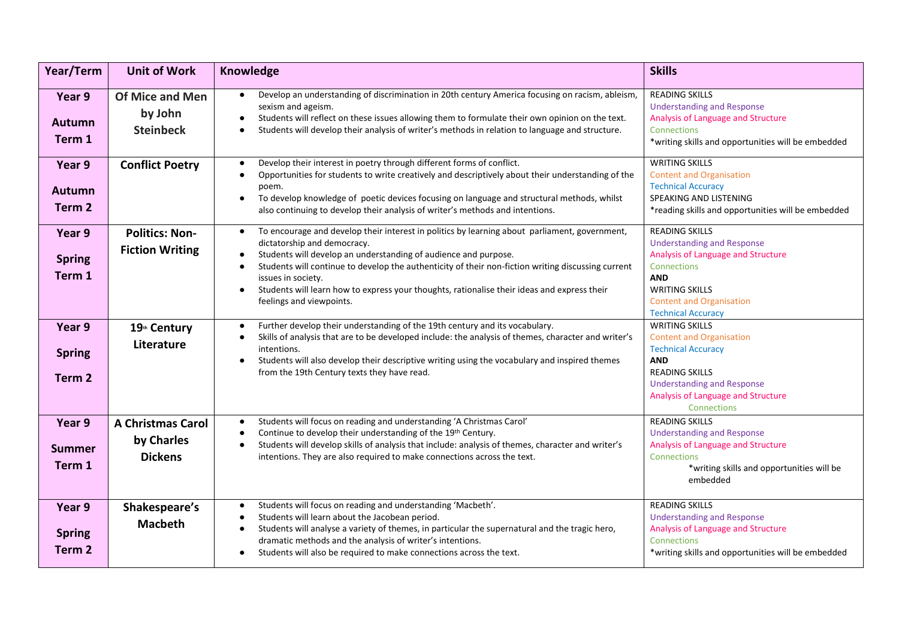| Year/Term | Unit of Work | Knowledge | Skills |
|---|---|---|---|
| **Year 9 Autumn Term 1** | **Of Mice and Men by John Steinbeck** | • Develop an understanding of discrimination in 20th century America focusing on racism, ableism, sexism and ageism.<br>• Students will reflect on these issues allowing them to formulate their own opinion on the text.<br>• Students will develop their analysis of writer's methods in relation to language and structure. | READING SKILLS<br>Understanding and Response<br>Analysis of Language and Structure<br>Connections<br>*writing skills and opportunities will be embedded |
| **Year 9 Autumn Term 2** | **Conflict Poetry** | • Develop their interest in poetry through different forms of conflict.<br>• Opportunities for students to write creatively and descriptively about their understanding of the poem.<br>• To develop knowledge of poetic devices focusing on language and structural methods, whilst also continuing to develop their analysis of writer's methods and intentions. | WRITING SKILLS<br>Content and Organisation<br>Technical Accuracy<br>SPEAKING AND LISTENING<br>*reading skills and opportunities will be embedded |
| **Year 9 Spring Term 1** | **Politics: Non-Fiction Writing** | • To encourage and develop their interest in politics by learning about parliament, government, dictatorship and democracy.<br>• Students will develop an understanding of audience and purpose.<br>• Students will continue to develop the authenticity of their non-fiction writing discussing current issues in society.<br>• Students will learn how to express your thoughts, rationalise their ideas and express their feelings and viewpoints. | READING SKILLS<br>Understanding and Response<br>Analysis of Language and Structure<br>Connections<br>**AND**<br>WRITING SKILLS<br>Content and Organisation<br>Technical Accuracy |
| **Year 9 Spring Term 2** | **19th Century Literature** | • Further develop their understanding of the 19th century and its vocabulary.<br>• Skills of analysis that are to be developed include: the analysis of themes, character and writer's intentions.<br>• Students will also develop their descriptive writing using the vocabulary and inspired themes from the 19th Century texts they have read. | WRITING SKILLS<br>Content and Organisation<br>Technical Accuracy<br>**AND**<br>READING SKILLS<br>Understanding and Response<br>Analysis of Language and Structure<br>Connections |
| **Year 9 Summer Term 1** | **A Christmas Carol by Charles Dickens** | • Students will focus on reading and understanding 'A Christmas Carol'<br>• Continue to develop their understanding of the 19th Century.<br>• Students will develop skills of analysis that include: analysis of themes, character and writer's intentions. They are also required to make connections across the text. | READING SKILLS<br>Understanding and Response<br>Analysis of Language and Structure<br>Connections<br>*writing skills and opportunities will be embedded |
| **Year 9 Spring Term 2** | **Shakespeare's Macbeth** | • Students will focus on reading and understanding 'Macbeth'.<br>• Students will learn about the Jacobean period.<br>• Students will analyse a variety of themes, in particular the supernatural and the tragic hero, dramatic methods and the analysis of writer's intentions.<br>• Students will also be required to make connections across the text. | READING SKILLS<br>Understanding and Response<br>Analysis of Language and Structure<br>Connections<br>*writing skills and opportunities will be embedded |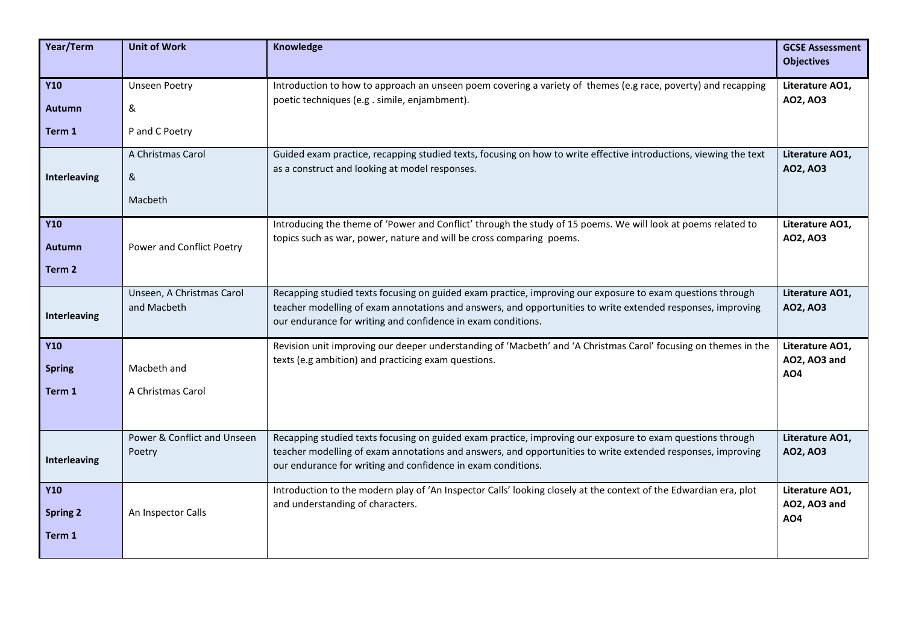| Year/Term | Unit of Work | Knowledge | GCSE Assessment Objectives |
|---|---|---|---|
| **Y10 Autumn Term 1** | Unseen Poetry & P and C Poetry | Introduction to how to approach an unseen poem covering a variety of themes (e.g race, poverty) and recapping poetic techniques (e.g . simile, enjambment). | **Literature AO1, AO2, AO3** |
| **Interleaving** | A Christmas Carol & Macbeth | Guided exam practice, recapping studied texts, focusing on how to write effective introductions, viewing the text as a construct and looking at model responses. | **Literature AO1, AO2, AO3** |
| **Y10 Autumn Term 2** | Power and Conflict Poetry | Introducing the theme of 'Power and Conflict' through the study of 15 poems. We will look at poems related to topics such as war, power, nature and will be cross comparing poems. | **Literature AO1, AO2, AO3** |
| **Interleaving** | Unseen, A Christmas Carol and Macbeth | Recapping studied texts focusing on guided exam practice, improving our exposure to exam questions through teacher modelling of exam annotations and answers, and opportunities to write extended responses, improving our endurance for writing and confidence in exam conditions. | **Literature AO1, AO2, AO3** |
| **Y10 Spring Term 1** | Macbeth and A Christmas Carol | Revision unit improving our deeper understanding of 'Macbeth' and 'A Christmas Carol' focusing on themes in the texts (e.g ambition) and practicing exam questions. | **Literature AO1, AO2, AO3 and AO4** |
| **Interleaving** | Power & Conflict and Unseen Poetry | Recapping studied texts focusing on guided exam practice, improving our exposure to exam questions through teacher modelling of exam annotations and answers, and opportunities to write extended responses, improving our endurance for writing and confidence in exam conditions. | **Literature AO1, AO2, AO3** |
| **Y10 Spring 2 Term 1** | An Inspector Calls | Introduction to the modern play of 'An Inspector Calls' looking closely at the context of the Edwardian era, plot and understanding of characters. | **Literature AO1, AO2, AO3 and AO4** |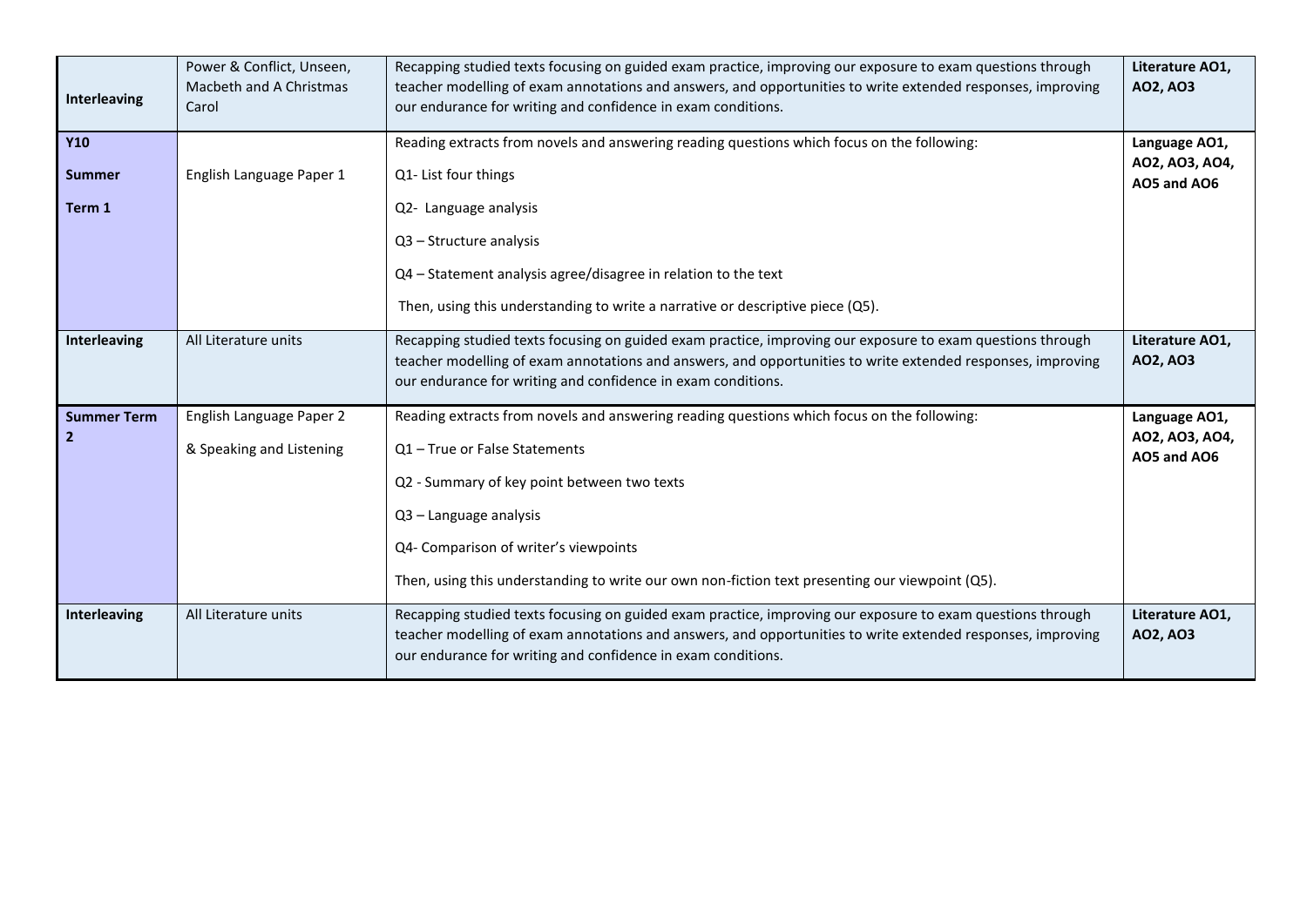| | | | |
|---|---|---|---|
| **Interleaving** | Power & Conflict, Unseen, Macbeth and A Christmas Carol | Recapping studied texts focusing on guided exam practice, improving our exposure to exam questions through teacher modelling of exam annotations and answers, and opportunities to write extended responses, improving our endurance for writing and confidence in exam conditions. | **Literature AO1, AO2, AO3** |
| **Y10**<br>**Summer**<br>**Term 1** | English Language Paper 1 | Reading extracts from novels and answering reading questions which focus on the following:<br>Q1- List four things<br>Q2- Language analysis<br>Q3 – Structure analysis<br>Q4 – Statement analysis agree/disagree in relation to the text<br>Then, using this understanding to write a narrative or descriptive piece (Q5). | **Language AO1, AO2, AO3, AO4, AO5 and AO6** |
| **Interleaving** | All Literature units | Recapping studied texts focusing on guided exam practice, improving our exposure to exam questions through teacher modelling of exam annotations and answers, and opportunities to write extended responses, improving our endurance for writing and confidence in exam conditions. | **Literature AO1, AO2, AO3** |
| **Summer Term 2** | English Language Paper 2<br>& Speaking and Listening | Reading extracts from novels and answering reading questions which focus on the following:<br>Q1 – True or False Statements<br>Q2 - Summary of key point between two texts<br>Q3 – Language analysis<br>Q4- Comparison of writer's viewpoints<br>Then, using this understanding to write our own non-fiction text presenting our viewpoint (Q5). | **Language AO1, AO2, AO3, AO4, AO5 and AO6** |
| **Interleaving** | All Literature units | Recapping studied texts focusing on guided exam practice, improving our exposure to exam questions through teacher modelling of exam annotations and answers, and opportunities to write extended responses, improving our endurance for writing and confidence in exam conditions. | **Literature AO1, AO2, AO3** |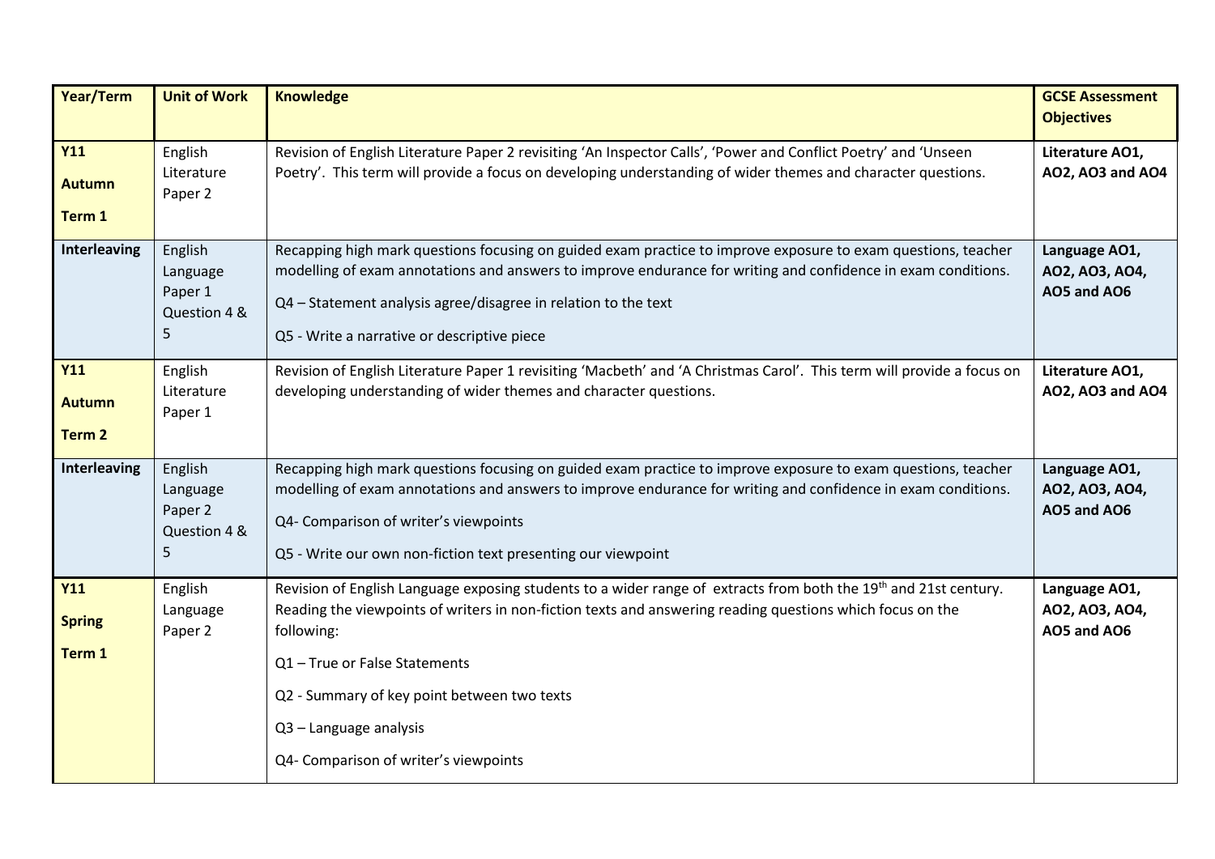| Year/Term | Unit of Work | Knowledge | GCSE Assessment Objectives |
|---|---|---|---|
| **Y11 Autumn Term 1** | English Literature Paper 2 | Revision of English Literature Paper 2 revisiting 'An Inspector Calls', 'Power and Conflict Poetry' and 'Unseen Poetry'. This term will provide a focus on developing understanding of wider themes and character questions. | **Literature AO1, AO2, AO3 and AO4** |
| **Interleaving** | English Language Paper 1 Question 4 & 5 | Recapping high mark questions focusing on guided exam practice to improve exposure to exam questions, teacher modelling of exam annotations and answers to improve endurance for writing and confidence in exam conditions.<br><br>Q4 – Statement analysis agree/disagree in relation to the text<br><br>Q5 - Write a narrative or descriptive piece | **Language AO1, AO2, AO3, AO4, AO5 and AO6** |
| **Y11 Autumn Term 2** | English Literature Paper 1 | Revision of English Literature Paper 1 revisiting 'Macbeth' and 'A Christmas Carol'. This term will provide a focus on developing understanding of wider themes and character questions. | **Literature AO1, AO2, AO3 and AO4** |
| **Interleaving** | English Language Paper 2 Question 4 & 5 | Recapping high mark questions focusing on guided exam practice to improve exposure to exam questions, teacher modelling of exam annotations and answers to improve endurance for writing and confidence in exam conditions.<br><br>Q4- Comparison of writer's viewpoints<br><br>Q5 - Write our own non-fiction text presenting our viewpoint | **Language AO1, AO2, AO3, AO4, AO5 and AO6** |
| **Y11 Spring Term 1** | English Language Paper 2 | Revision of English Language exposing students to a wider range of extracts from both the 19th and 21st century. Reading the viewpoints of writers in non-fiction texts and answering reading questions which focus on the following:<br><br>Q1 – True or False Statements<br><br>Q2 - Summary of key point between two texts<br><br>Q3 – Language analysis<br><br>Q4- Comparison of writer's viewpoints | **Language AO1, AO2, AO3, AO4, AO5 and AO6** |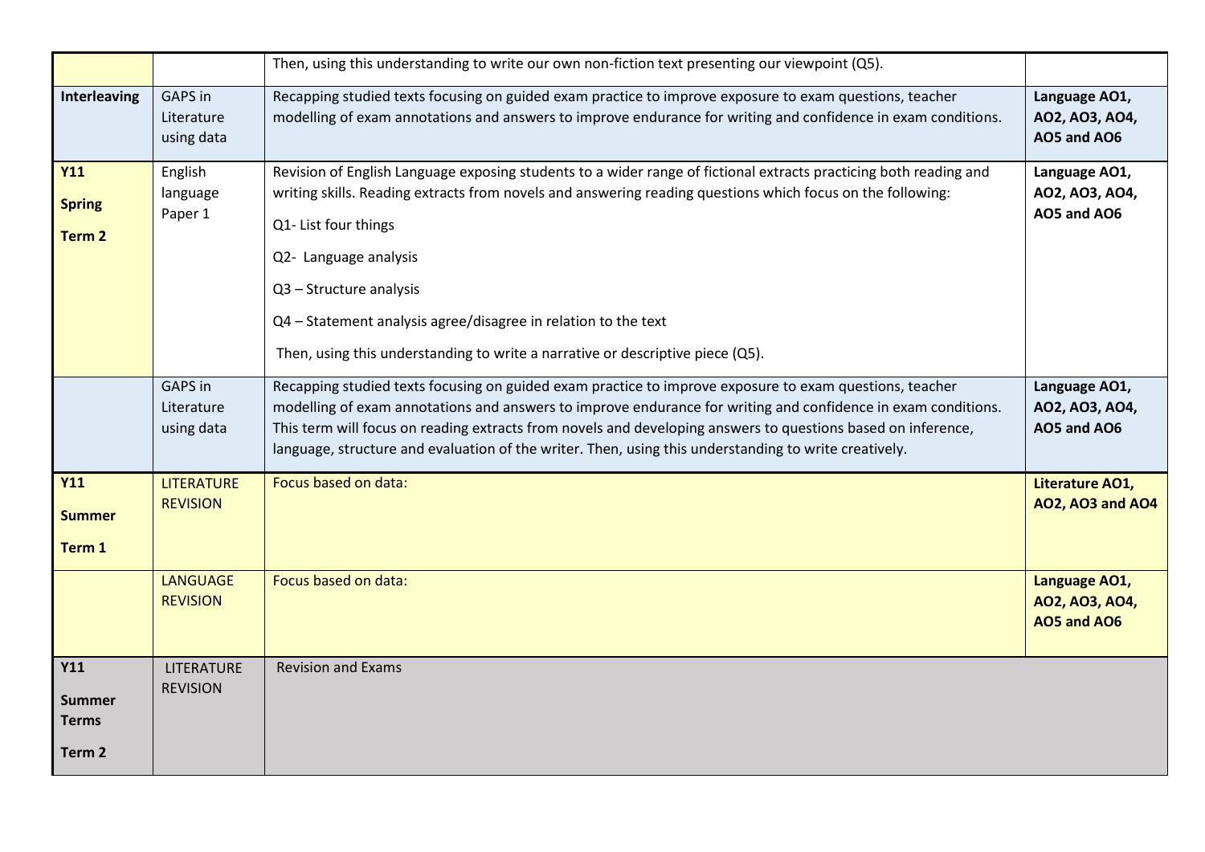| | | | |
|---|---|---|---|
| | | Then, using this understanding to write our own non-fiction text presenting our viewpoint (Q5). | |
| **Interleaving** | GAPS in Literature using data | Recapping studied texts focusing on guided exam practice to improve exposure to exam questions, teacher modelling of exam annotations and answers to improve endurance for writing and confidence in exam conditions. | **Language AO1, AO2, AO3, AO4, AO5 and AO6** |
| **Y11 Spring Term 2** | English language Paper 1 | Revision of English Language exposing students to a wider range of fictional extracts practicing both reading and writing skills. Reading extracts from novels and answering reading questions which focus on the following:<br><br>Q1- List four things<br><br>Q2- Language analysis<br><br>Q3 – Structure analysis<br><br>Q4 – Statement analysis agree/disagree in relation to the text<br><br>Then, using this understanding to write a narrative or descriptive piece (Q5). | **Language AO1, AO2, AO3, AO4, AO5 and AO6** |
| | GAPS in Literature using data | Recapping studied texts focusing on guided exam practice to improve exposure to exam questions, teacher modelling of exam annotations and answers to improve endurance for writing and confidence in exam conditions. This term will focus on reading extracts from novels and developing answers to questions based on inference, language, structure and evaluation of the writer. Then, using this understanding to write creatively. | **Language AO1, AO2, AO3, AO4, AO5 and AO6** |
| **Y11 Summer Term 1** | LITERATURE REVISION | Focus based on data: | **Literature AO1, AO2, AO3 and AO4** |
| | LANGUAGE REVISION | Focus based on data: | **Language AO1, AO2, AO3, AO4, AO5 and AO6** |
| **Y11 Summer Terms Term 2** | LITERATURE REVISION | Revision and Exams | |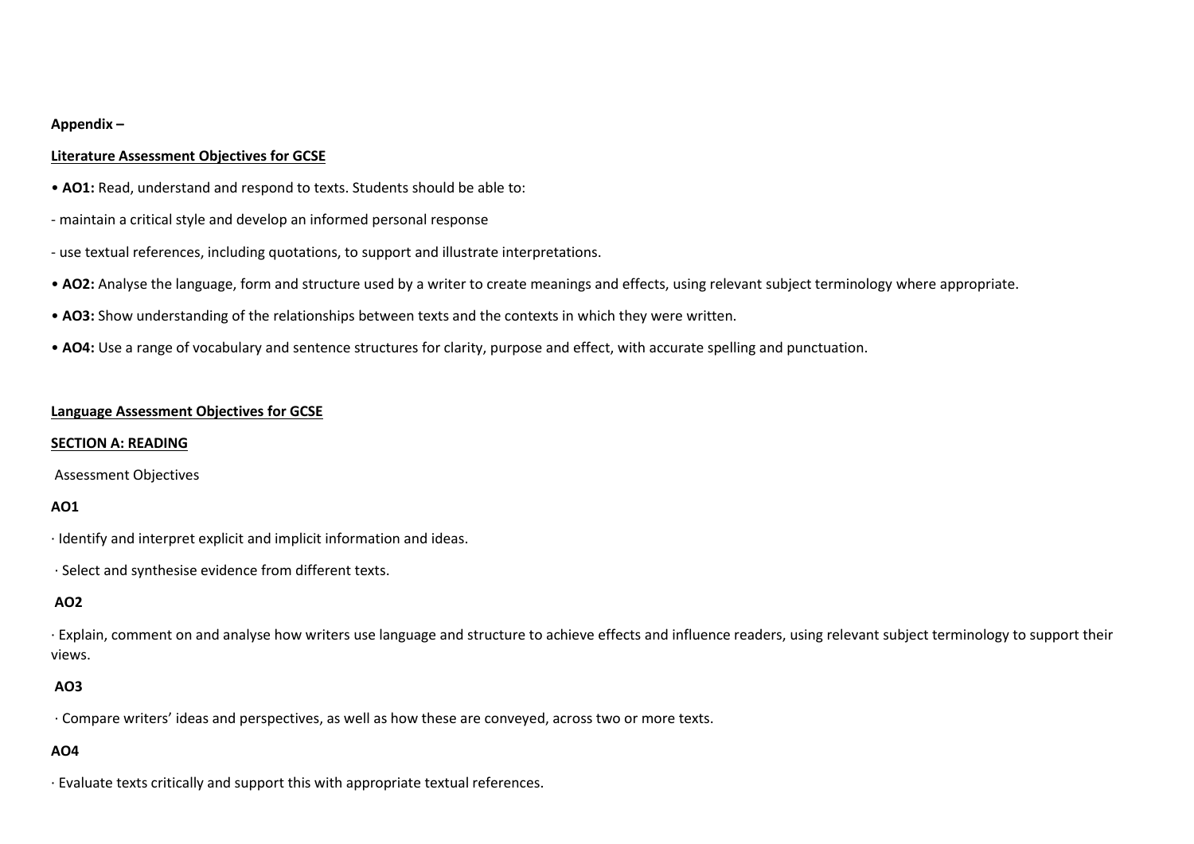**Appendix –**

**Literature Assessment Objectives for GCSE**

- **AO1:** Read, understand and respond to texts. Students should be able to:

- maintain a critical style and develop an informed personal response

- use textual references, including quotations, to support and illustrate interpretations.

- **AO2:** Analyse the language, form and structure used by a writer to create meanings and effects, using relevant subject terminology where appropriate.
- **AO3:** Show understanding of the relationships between texts and the contexts in which they were written.
- **AO4:** Use a range of vocabulary and sentence structures for clarity, purpose and effect, with accurate spelling and punctuation.

**Language Assessment Objectives for GCSE**

**SECTION A: READING**

Assessment Objectives

**AO1**

· Identify and interpret explicit and implicit information and ideas.

· Select and synthesise evidence from different texts.

**AO2**

· Explain, comment on and analyse how writers use language and structure to achieve effects and influence readers, using relevant subject terminology to support their views.

**AO3**

· Compare writers' ideas and perspectives, as well as how these are conveyed, across two or more texts.

**AO4**

· Evaluate texts critically and support this with appropriate textual references.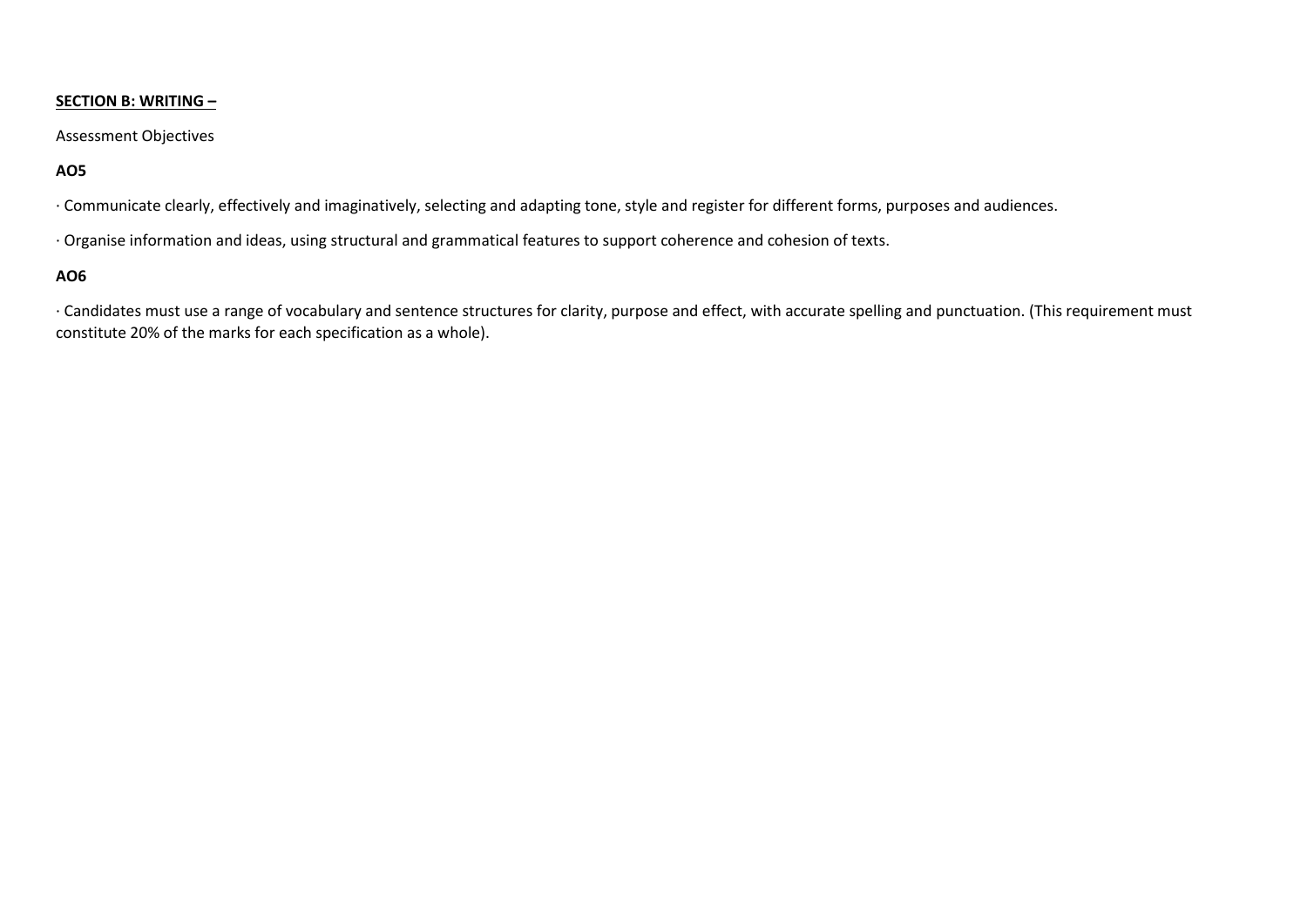**<u>SECTION B: WRITING –</u>**

Assessment Objectives

**AO5**

· Communicate clearly, effectively and imaginatively, selecting and adapting tone, style and register for different forms, purposes and audiences.

· Organise information and ideas, using structural and grammatical features to support coherence and cohesion of texts.

**AO6**

· Candidates must use a range of vocabulary and sentence structures for clarity, purpose and effect, with accurate spelling and punctuation. (This requirement must constitute 20% of the marks for each specification as a whole).